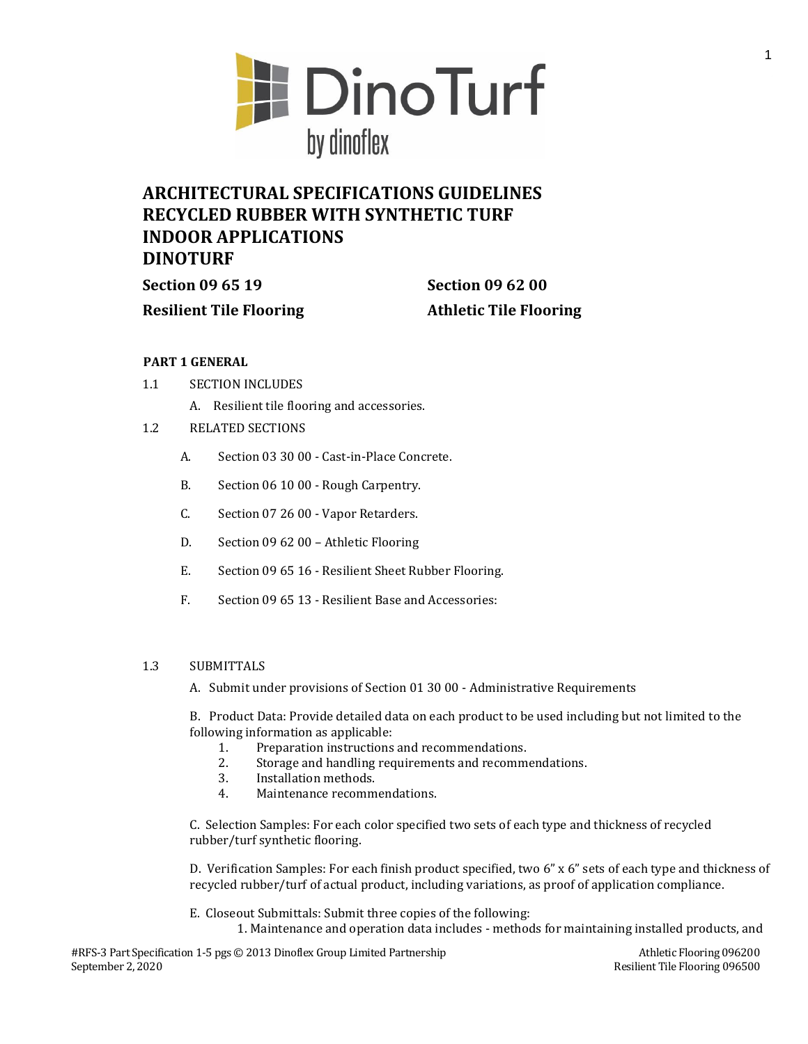# ARCHITECTURAL SPECIFICATIONS GUIDELINES
# RECYCLED RUBBER WITH SYNTHETIC TURF
# INDOOR APPLICATIONS
# DINOTURF

**Section 09 65 19** | **Section 09 62 00**

**Resilient Tile Flooring** | **Athletic Tile Flooring**

## PART 1 GENERAL

1.1 SECTION INCLUDES

A. Resilient tile flooring and accessories.

1.2 RELATED SECTIONS

A. Section 03 30 00 - Cast-in-Place Concrete.

B. Section 06 10 00 - Rough Carpentry.

C. Section 07 26 00 - Vapor Retarders.

D. Section 09 62 00 – Athletic Flooring

E. Section 09 65 16 - Resilient Sheet Rubber Flooring.

F. Section 09 65 13 - Resilient Base and Accessories:

1.3 SUBMITTALS

A. Submit under provisions of Section 01 30 00 - Administrative Requirements

B. Product Data: Provide detailed data on each product to be used including but not limited to the following information as applicable:

1. Preparation instructions and recommendations.
2. Storage and handling requirements and recommendations.
3. Installation methods.
4. Maintenance recommendations.

C. Selection Samples: For each color specified two sets of each type and thickness of recycled rubber/turf synthetic flooring.

D. Verification Samples: For each finish product specified, two 6" x 6" sets of each type and thickness of recycled rubber/turf of actual product, including variations, as proof of application compliance.

E. Closeout Submittals: Submit three copies of the following:

1. Maintenance and operation data includes - methods for maintaining installed products, and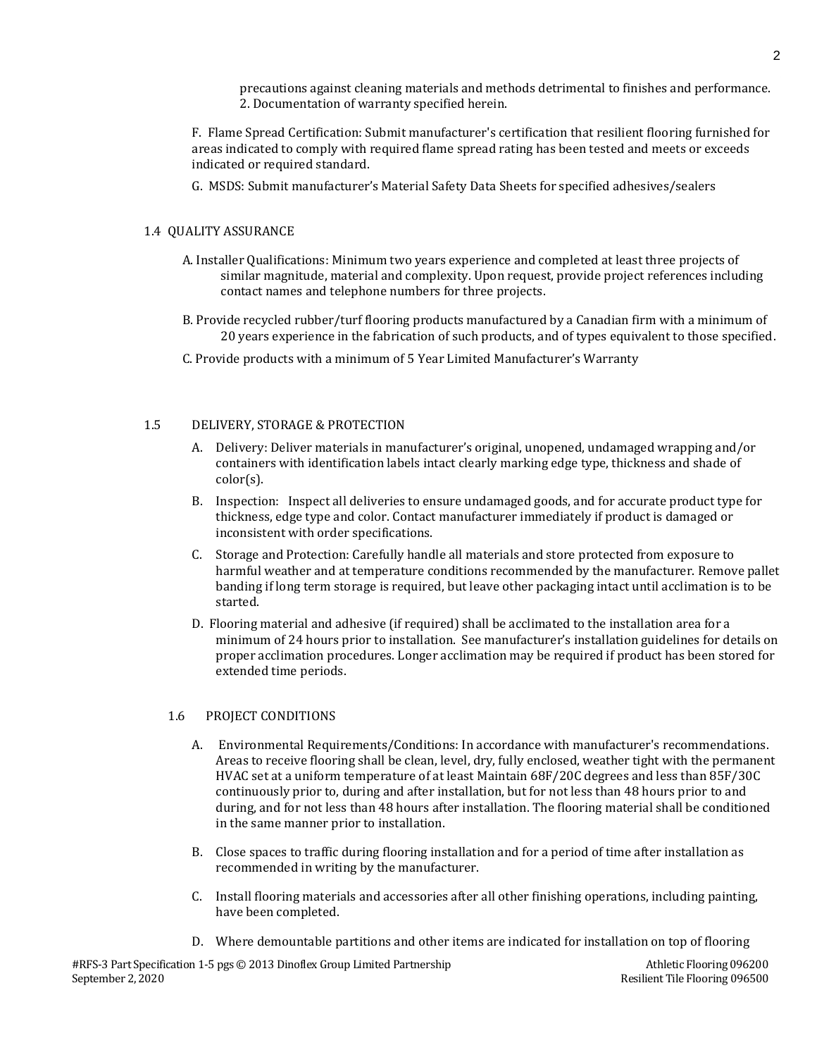precautions against cleaning materials and methods detrimental to finishes and performance.
2. Documentation of warranty specified herein.

F. Flame Spread Certification: Submit manufacturer's certification that resilient flooring furnished for areas indicated to comply with required flame spread rating has been tested and meets or exceeds indicated or required standard.

G. MSDS: Submit manufacturer's Material Safety Data Sheets for specified adhesives/sealers

## 1.4 QUALITY ASSURANCE

A. Installer Qualifications: Minimum two years experience and completed at least three projects of similar magnitude, material and complexity. Upon request, provide project references including contact names and telephone numbers for three projects.

B. Provide recycled rubber/turf flooring products manufactured by a Canadian firm with a minimum of 20 years experience in the fabrication of such products, and of types equivalent to those specified.

C. Provide products with a minimum of 5 Year Limited Manufacturer's Warranty

## 1.5 DELIVERY, STORAGE & PROTECTION

A. Delivery: Deliver materials in manufacturer's original, unopened, undamaged wrapping and/or containers with identification labels intact clearly marking edge type, thickness and shade of color(s).

B. Inspection: Inspect all deliveries to ensure undamaged goods, and for accurate product type for thickness, edge type and color. Contact manufacturer immediately if product is damaged or inconsistent with order specifications.

C. Storage and Protection: Carefully handle all materials and store protected from exposure to harmful weather and at temperature conditions recommended by the manufacturer. Remove pallet banding if long term storage is required, but leave other packaging intact until acclimation is to be started.

D. Flooring material and adhesive (if required) shall be acclimated to the installation area for a minimum of 24 hours prior to installation. See manufacturer's installation guidelines for details on proper acclimation procedures. Longer acclimation may be required if product has been stored for extended time periods.

## 1.6 PROJECT CONDITIONS

A. Environmental Requirements/Conditions: In accordance with manufacturer's recommendations. Areas to receive flooring shall be clean, level, dry, fully enclosed, weather tight with the permanent HVAC set at a uniform temperature of at least Maintain 68F/20C degrees and less than 85F/30C continuously prior to, during and after installation, but for not less than 48 hours prior to and during, and for not less than 48 hours after installation. The flooring material shall be conditioned in the same manner prior to installation.

B. Close spaces to traffic during flooring installation and for a period of time after installation as recommended in writing by the manufacturer.

C. Install flooring materials and accessories after all other finishing operations, including painting, have been completed.

D. Where demountable partitions and other items are indicated for installation on top of flooring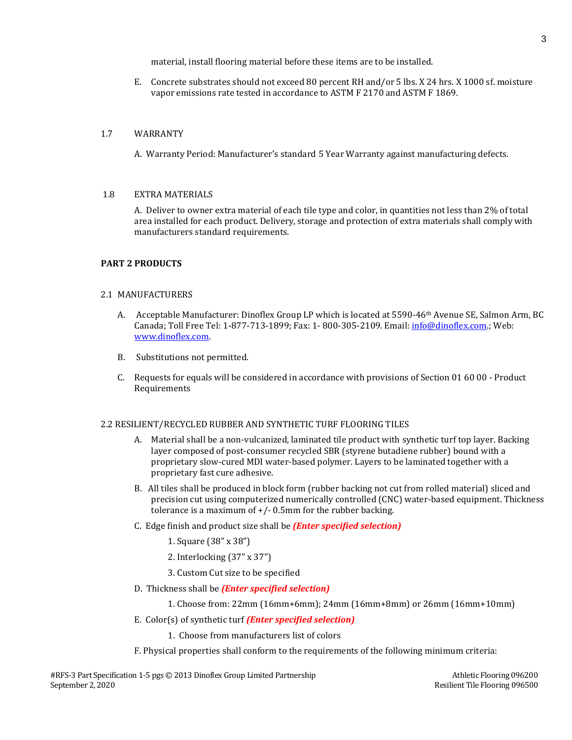material, install flooring material before these items are to be installed.

E. Concrete substrates should not exceed 80 percent RH and/or 5 lbs. X 24 hrs. X 1000 sf. moisture vapor emissions rate tested in accordance to ASTM F 2170 and ASTM F 1869.

1.7 WARRANTY

A. Warranty Period: Manufacturer's standard 5 Year Warranty against manufacturing defects.

1.8 EXTRA MATERIALS

A. Deliver to owner extra material of each tile type and color, in quantities not less than 2% of total area installed for each product. Delivery, storage and protection of extra materials shall comply with manufacturers standard requirements.

**PART 2 PRODUCTS**

2.1 MANUFACTURERS

A. Acceptable Manufacturer: Dinoflex Group LP which is located at 5590-46th Avenue SE, Salmon Arm, BC Canada; Toll Free Tel: 1-877-713-1899; Fax: 1- 800-305-2109. Email: info@dinoflex.com.; Web: www.dinoflex.com.

B. Substitutions not permitted.

C. Requests for equals will be considered in accordance with provisions of Section 01 60 00 - Product Requirements

2.2 RESILIENT/RECYCLED RUBBER AND SYNTHETIC TURF FLOORING TILES

A. Material shall be a non-vulcanized, laminated tile product with synthetic turf top layer. Backing layer composed of post-consumer recycled SBR (styrene butadiene rubber) bound with a proprietary slow-cured MDI water-based polymer. Layers to be laminated together with a proprietary fast cure adhesive.

B. All tiles shall be produced in block form (rubber backing not cut from rolled material) sliced and precision cut using computerized numerically controlled (CNC) water-based equipment. Thickness tolerance is a maximum of +/- 0.5mm for the rubber backing.

C. Edge finish and product size shall be ***(Enter specified selection)***

1. Square (38" x 38")
2. Interlocking (37" x 37")
3. Custom Cut size to be specified

D. Thickness shall be ***(Enter specified selection)***

1. Choose from: 22mm (16mm+6mm); 24mm (16mm+8mm) or 26mm (16mm+10mm)

E. Color(s) of synthetic turf ***(Enter specified selection)***

1. Choose from manufacturers list of colors

F. Physical properties shall conform to the requirements of the following minimum criteria: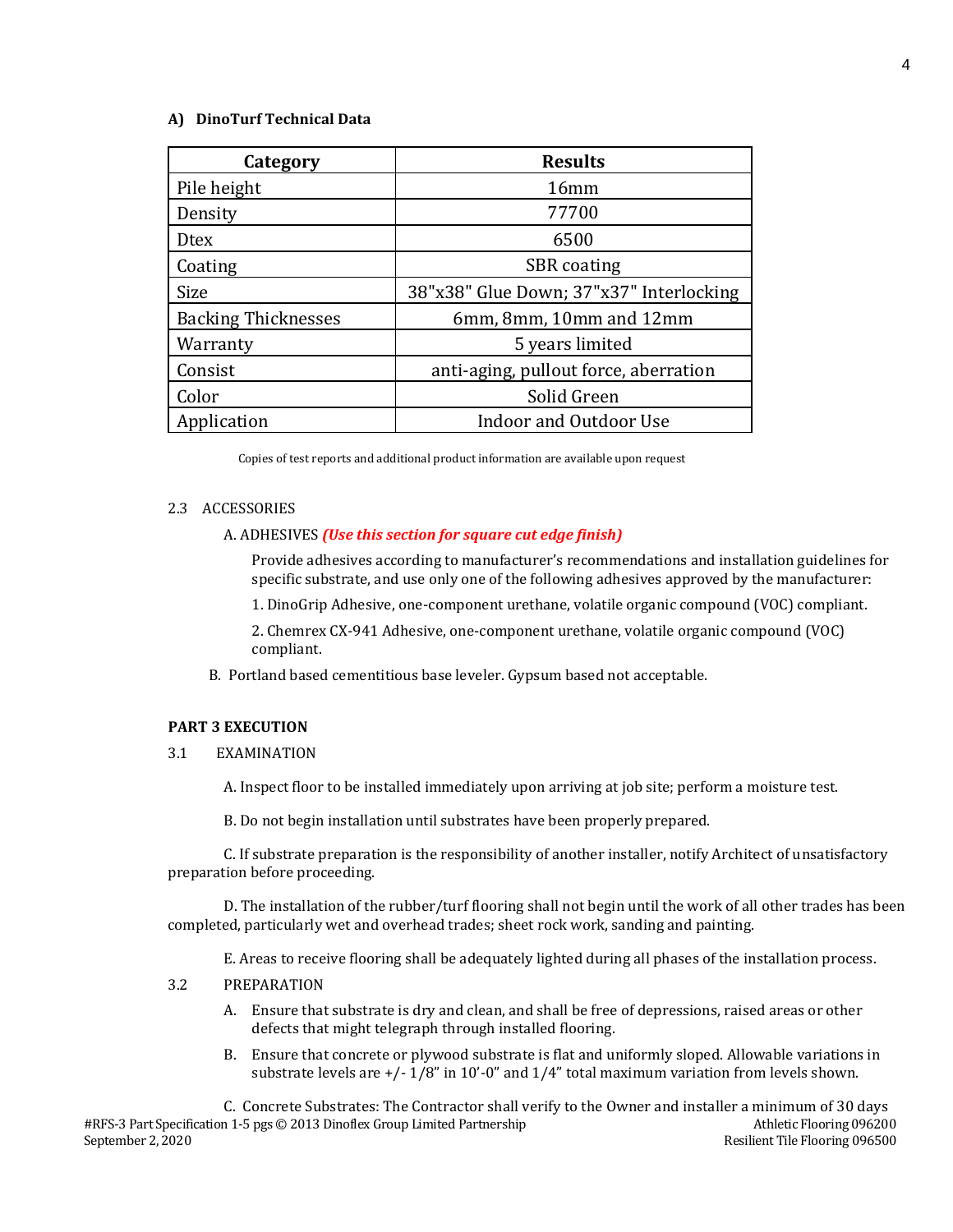**A) DinoTurf Technical Data**

| Category | Results |
|---|---|
| Pile height | 16mm |
| Density | 77700 |
| Dtex | 6500 |
| Coating | SBR coating |
| Size | 38"x38" Glue Down; 37"x37" Interlocking |
| Backing Thicknesses | 6mm, 8mm, 10mm and 12mm |
| Warranty | 5 years limited |
| Consist | anti-aging, pullout force, aberration |
| Color | Solid Green |
| Application | Indoor and Outdoor Use |

Copies of test reports and additional product information are available upon request

2.3 ACCESSORIES

A. ADHESIVES ***(Use this section for square cut edge finish)***

Provide adhesives according to manufacturer's recommendations and installation guidelines for specific substrate, and use only one of the following adhesives approved by the manufacturer:

1. DinoGrip Adhesive, one-component urethane, volatile organic compound (VOC) compliant.

2. Chemrex CX-941 Adhesive, one-component urethane, volatile organic compound (VOC) compliant.

B. Portland based cementitious base leveler. Gypsum based not acceptable.

**PART 3 EXECUTION**

3.1 EXAMINATION

A. Inspect floor to be installed immediately upon arriving at job site; perform a moisture test.

B. Do not begin installation until substrates have been properly prepared.

C. If substrate preparation is the responsibility of another installer, notify Architect of unsatisfactory preparation before proceeding.

D. The installation of the rubber/turf flooring shall not begin until the work of all other trades has been completed, particularly wet and overhead trades; sheet rock work, sanding and painting.

E. Areas to receive flooring shall be adequately lighted during all phases of the installation process.

3.2 PREPARATION

A. Ensure that substrate is dry and clean, and shall be free of depressions, raised areas or other defects that might telegraph through installed flooring.

B. Ensure that concrete or plywood substrate is flat and uniformly sloped. Allowable variations in substrate levels are +/- 1/8" in 10'-0" and 1/4" total maximum variation from levels shown.

C. Concrete Substrates: The Contractor shall verify to the Owner and installer a minimum of 30 days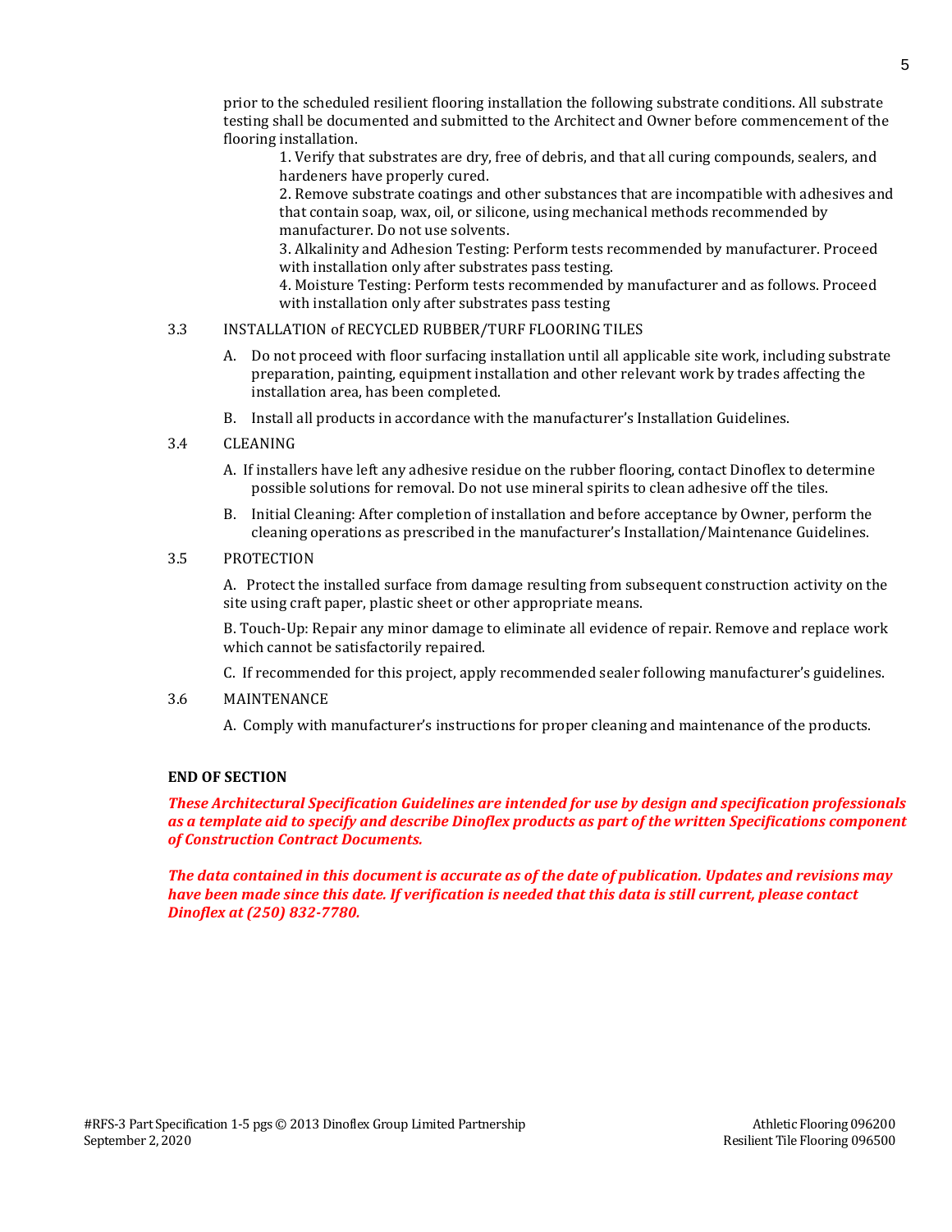prior to the scheduled resilient flooring installation the following substrate conditions. All substrate testing shall be documented and submitted to the Architect and Owner before commencement of the flooring installation.

1. Verify that substrates are dry, free of debris, and that all curing compounds, sealers, and hardeners have properly cured.
2. Remove substrate coatings and other substances that are incompatible with adhesives and that contain soap, wax, oil, or silicone, using mechanical methods recommended by manufacturer. Do not use solvents.
3. Alkalinity and Adhesion Testing: Perform tests recommended by manufacturer. Proceed with installation only after substrates pass testing.
4. Moisture Testing: Perform tests recommended by manufacturer and as follows. Proceed with installation only after substrates pass testing

3.3 INSTALLATION of RECYCLED RUBBER/TURF FLOORING TILES

A. Do not proceed with floor surfacing installation until all applicable site work, including substrate preparation, painting, equipment installation and other relevant work by trades affecting the installation area, has been completed.

B. Install all products in accordance with the manufacturer's Installation Guidelines.

3.4 CLEANING

A. If installers have left any adhesive residue on the rubber flooring, contact Dinoflex to determine possible solutions for removal. Do not use mineral spirits to clean adhesive off the tiles.

B. Initial Cleaning: After completion of installation and before acceptance by Owner, perform the cleaning operations as prescribed in the manufacturer's Installation/Maintenance Guidelines.

3.5 PROTECTION

A. Protect the installed surface from damage resulting from subsequent construction activity on the site using craft paper, plastic sheet or other appropriate means.

B. Touch-Up: Repair any minor damage to eliminate all evidence of repair. Remove and replace work which cannot be satisfactorily repaired.

C. If recommended for this project, apply recommended sealer following manufacturer's guidelines.

3.6 MAINTENANCE

A. Comply with manufacturer's instructions for proper cleaning and maintenance of the products.

**END OF SECTION**

***These Architectural Specification Guidelines are intended for use by design and specification professionals as a template aid to specify and describe Dinoflex products as part of the written Specifications component of Construction Contract Documents.***

***The data contained in this document is accurate as of the date of publication. Updates and revisions may have been made since this date. If verification is needed that this data is still current, please contact Dinoflex at (250) 832-7780.***

#RFS-3 Part Specification 1-5 pgs © 2013 Dinoflex Group Limited Partnership
September 2, 2020

Athletic Flooring 096200
Resilient Tile Flooring 096500